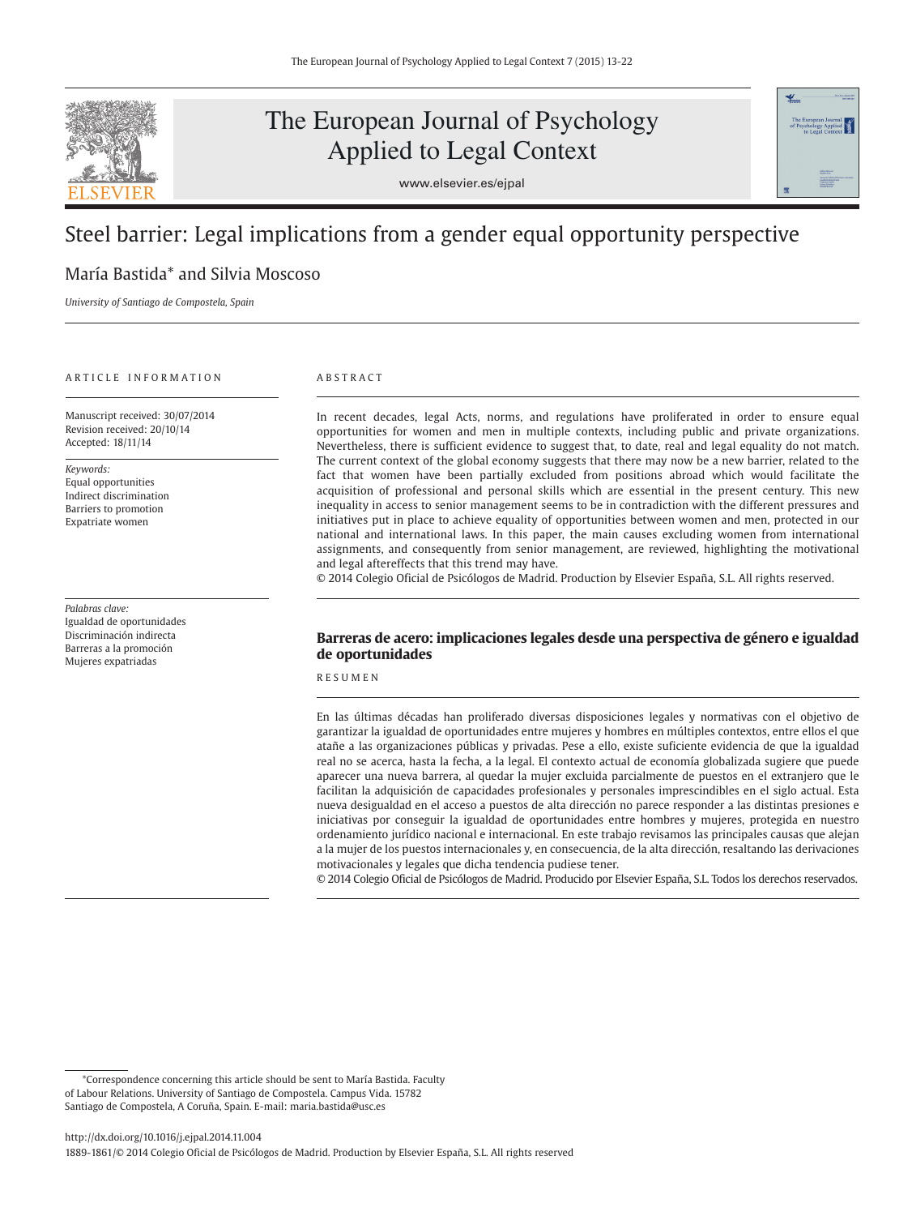# Steel barrier: Legal implications from a gender equal opportunity perspective

María Bastida* and Silvia Moscoso

*University of Santiago de Compostela, Spain*

ARTICLE INFORMATION

Manuscript received: 30/07/2014
Revision received: 20/10/14
Accepted: 18/11/14

*Keywords:*
Equal opportunities
Indirect discrimination
Barriers to promotion
Expatriate women

ABSTRACT

In recent decades, legal Acts, norms, and regulations have proliferated in order to ensure equal opportunities for women and men in multiple contexts, including public and private organizations. Nevertheless, there is sufficient evidence to suggest that, to date, real and legal equality do not match. The current context of the global economy suggests that there may now be a new barrier, related to the fact that women have been partially excluded from positions abroad which would facilitate the acquisition of professional and personal skills which are essential in the present century. This new inequality in access to senior management seems to be in contradiction with the different pressures and initiatives put in place to achieve equality of opportunities between women and men, protected in our national and international laws. In this paper, the main causes excluding women from international assignments, and consequently from senior management, are reviewed, highlighting the motivational and legal aftereffects that this trend may have.

© 2014 Colegio Oficial de Psicólogos de Madrid. Production by Elsevier España, S.L. All rights reserved.

## Barreras de acero: implicaciones legales desde una perspectiva de género e igualdad de oportunidades

*Palabras clave:*
Igualdad de oportunidades
Discriminación indirecta
Barreras a la promoción
Mujeres expatriadas

RESUMEN

En las últimas décadas han proliferado diversas disposiciones legales y normativas con el objetivo de garantizar la igualdad de oportunidades entre mujeres y hombres en múltiples contextos, entre ellos el que atañe a las organizaciones públicas y privadas. Pese a ello, existe suficiente evidencia de que la igualdad real no se acerca, hasta la fecha, a la legal. El contexto actual de economía globalizada sugiere que puede aparecer una nueva barrera, al quedar la mujer excluida parcialmente de puestos en el extranjero que le facilitan la adquisición de capacidades profesionales y personales imprescindibles en el siglo actual. Esta nueva desigualdad en el acceso a puestos de alta dirección no parece responder a las distintas presiones e iniciativas por conseguir la igualdad de oportunidades entre hombres y mujeres, protegida en nuestro ordenamiento jurídico nacional e internacional. En este trabajo revisamos las principales causas que alejan a la mujer de los puestos internacionales y, en consecuencia, de la alta dirección, resaltando las derivaciones motivacionales y legales que dicha tendencia pudiese tener.

© 2014 Colegio Oficial de Psicólogos de Madrid. Producido por Elsevier España, S.L. Todos los derechos reservados.

*Correspondence concerning this article should be sent to María Bastida. Faculty of Labour Relations. University of Santiago de Compostela. Campus Vida. 15782 Santiago de Compostela, A Coruña, Spain. E-mail: maria.bastida@usc.es

http://dx.doi.org/10.1016/j.ejpal.2014.11.004
1889-1861/© 2014 Colegio Oficial de Psicólogos de Madrid. Production by Elsevier España, S.L. All rights reserved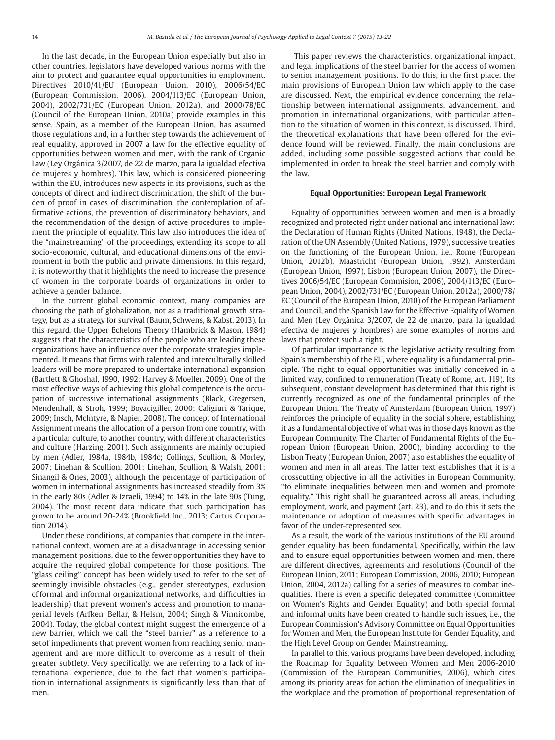In the last decade, in the European Union especially but also in other countries, legislators have developed various norms with the aim to protect and guarantee equal opportunities in employment. Directives 2010/41/EU (European Union, 2010), 2006/54/EC (European Commission, 2006), 2004/113/EC (European Union, 2004), 2002/731/EC (European Union, 2012a), and 2000/78/EC (Council of the European Union, 2010a) provide examples in this sense. Spain, as a member of the European Union, has assumed those regulations and, in a further step towards the achievement of real equality, approved in 2007 a law for the effective equality of opportunities between women and men, with the rank of Organic Law (Ley Orgánica 3/2007, de 22 de marzo, para la igualdad efectiva de mujeres y hombres). This law, which is considered pioneering within the EU, introduces new aspects in its provisions, such as the concepts of direct and indirect discrimination, the shift of the burden of proof in cases of discrimination, the contemplation of affirmative actions, the prevention of discriminatory behaviors, and the recommendation of the design of active procedures to implement the principle of equality. This law also introduces the idea of the "mainstreaming" of the proceedings, extending its scope to all socio-economic, cultural, and educational dimensions of the environment in both the public and private dimensions. In this regard, it is noteworthy that it highlights the need to increase the presence of women in the corporate boards of organizations in order to achieve a gender balance.

In the current global economic context, many companies are choosing the path of globalization, not as a traditional growth strategy, but as a strategy for survival (Baum, Schwens, & Kabst, 2013). In this regard, the Upper Echelons Theory (Hambrick & Mason, 1984) suggests that the characteristics of the people who are leading these organizations have an influence over the corporate strategies implemented. It means that firms with talented and interculturally skilled leaders will be more prepared to undertake international expansion (Bartlett & Ghoshal, 1990, 1992; Harvey & Moeller, 2009). One of the most effective ways of achieving this global competence is the occupation of successive international assignments (Black, Gregersen, Mendenhall, & Stroh, 1999; Boyacigiller, 2000; Caligiuri & Tarique, 2009; Insch, McIntyre, & Napier, 2008). The concept of International Assignment means the allocation of a person from one country, with a particular culture, to another country, with different characteristics and culture (Harzing, 2001). Such assignments are mainly occupied by men (Adler, 1984a, 1984b, 1984c; Collings, Scullion, & Morley, 2007; Linehan & Scullion, 2001; Linehan, Scullion, & Walsh, 2001; Sinangil & Ones, 2003), although the percentage of participation of women in international assignments has increased steadily from 3% in the early 80s (Adler & Izraeli, 1994) to 14% in the late 90s (Tung, 2004). The most recent data indicate that such participation has grown to be around 20-24% (Brookfield Inc., 2013; Cartus Corporation 2014).

Under these conditions, at companies that compete in the international context, women are at a disadvantage in accessing senior management positions, due to the fewer opportunities they have to acquire the required global competence for those positions. The "glass ceiling" concept has been widely used to refer to the set of seemingly invisible obstacles (e.g., gender stereotypes, exclusion of formal and informal organizational networks, and difficulties in leadership) that prevent women's access and promotion to managerial levels (Arfken, Bellar, & Helsm, 2004; Singh & Vinnicombe, 2004). Today, the global context might suggest the emergence of a new barrier, which we call the "steel barrier" as a reference to a set of impediments that prevent women from reaching senior management and are more difficult to overcome as a result of their greater subtlety. Very specifically, we are referring to a lack of international experience, due to the fact that women's participation in international assignments is significantly less than that of men.

This paper reviews the characteristics, organizational impact, and legal implications of the steel barrier for the access of women to senior management positions. To do this, in the first place, the main provisions of European Union law which apply to the case are discussed. Next, the empirical evidence concerning the relationship between international assignments, advancement, and promotion in international organizations, with particular attention to the situation of women in this context, is discussed. Third, the theoretical explanations that have been offered for the evidence found will be reviewed. Finally, the main conclusions are added, including some possible suggested actions that could be implemented in order to break the steel barrier and comply with the law.

## Equal Opportunities: European Legal Framework

Equality of opportunities between women and men is a broadly recognized and protected right under national and international law: the Declaration of Human Rights (United Nations, 1948), the Declaration of the UN Assembly (United Nations, 1979), successive treaties on the functioning of the European Union, i.e., Rome (European Union, 2012b), Maastricht (European Union, 1992), Amsterdam (European Union, 1997), Lisbon (European Union, 2007), the Directives 2006/54/EC (European Commision, 2006), 2004/113/EC (European Union, 2004), 2002/731/EC (European Union, 2012a), 2000/78/EC (Council of the European Union, 2010) of the European Parliament and Council, and the Spanish Law for the Effective Equality of Women and Men (Ley Orgánica 3/2007, de 22 de marzo, para la igualdad efectiva de mujeres y hombres) are some examples of norms and laws that protect such a right.

Of particular importance is the legislative activity resulting from Spain's membership of the EU, where equality is a fundamental principle. The right to equal opportunities was initially conceived in a limited way, confined to remuneration (Treaty of Rome, art. 119). Its subsequent, constant development has determined that this right is currently recognized as one of the fundamental principles of the European Union. The Treaty of Amsterdam (European Union, 1997) reinforces the principle of equality in the social sphere, establishing it as a fundamental objective of what was in those days known as the European Community. The Charter of Fundamental Rights of the European Union (European Union, 2000), binding according to the Lisbon Treaty (European Union, 2007) also establishes the equality of women and men in all areas. The latter text establishes that it is a crosscutting objective in all the activities in European Community, "to eliminate inequalities between men and women and promote equality." This right shall be guaranteed across all areas, including employment, work, and payment (art. 23), and to do this it sets the maintenance or adoption of measures with specific advantages in favor of the under-represented sex.

As a result, the work of the various institutions of the EU around gender equality has been fundamental. Specifically, within the law and to ensure equal opportunities between women and men, there are different directives, agreements and resolutions (Council of the European Union, 2011; European Commission, 2006, 2010; European Union, 2004, 2012a) calling for a series of measures to combat inequalities. There is even a specific delegated committee (Committee on Women's Rights and Gender Equality) and both special formal and informal units have been created to handle such issues, i.e., the European Commission's Advisory Committee on Equal Opportunities for Women and Men, the European Institute for Gender Equality, and the High Level Group on Gender Mainstreaming.

In parallel to this, various programs have been developed, including the Roadmap for Equality between Women and Men 2006-2010 (Commission of the European Communities, 2006), which cites among its priority areas for action the elimination of inequalities in the workplace and the promotion of proportional representation of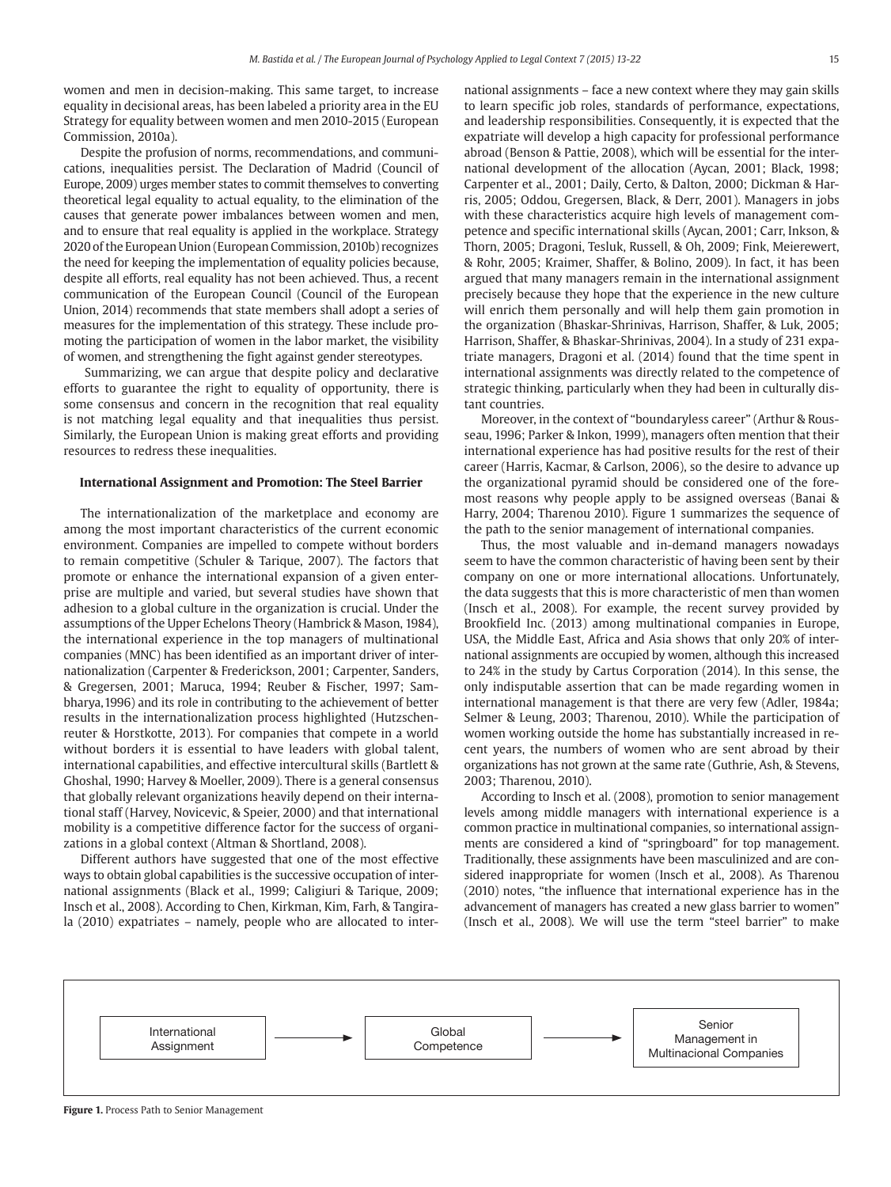women and men in decision-making. This same target, to increase equality in decisional areas, has been labeled a priority area in the EU Strategy for equality between women and men 2010-2015 (European Commission, 2010a).

Despite the profusion of norms, recommendations, and communications, inequalities persist. The Declaration of Madrid (Council of Europe, 2009) urges member states to commit themselves to converting theoretical legal equality to actual equality, to the elimination of the causes that generate power imbalances between women and men, and to ensure that real equality is applied in the workplace. Strategy 2020 of the European Union (European Commission, 2010b) recognizes the need for keeping the implementation of equality policies because, despite all efforts, real equality has not been achieved. Thus, a recent communication of the European Council (Council of the European Union, 2014) recommends that state members shall adopt a series of measures for the implementation of this strategy. These include promoting the participation of women in the labor market, the visibility of women, and strengthening the fight against gender stereotypes.

Summarizing, we can argue that despite policy and declarative efforts to guarantee the right to equality of opportunity, there is some consensus and concern in the recognition that real equality is not matching legal equality and that inequalities thus persist. Similarly, the European Union is making great efforts and providing resources to redress these inequalities.

### International Assignment and Promotion: The Steel Barrier

The internationalization of the marketplace and economy are among the most important characteristics of the current economic environment. Companies are impelled to compete without borders to remain competitive (Schuler & Tarique, 2007). The factors that promote or enhance the international expansion of a given enterprise are multiple and varied, but several studies have shown that adhesion to a global culture in the organization is crucial. Under the assumptions of the Upper Echelons Theory (Hambrick & Mason, 1984), the international experience in the top managers of multinational companies (MNC) has been identified as an important driver of internationalization (Carpenter & Frederickson, 2001; Carpenter, Sanders, & Gregersen, 2001; Maruca, 1994; Reuber & Fischer, 1997; Sambharya, 1996) and its role in contributing to the achievement of better results in the internationalization process highlighted (Hutzschenreuter & Horstkotte, 2013). For companies that compete in a world without borders it is essential to have leaders with global talent, international capabilities, and effective intercultural skills (Bartlett & Ghoshal, 1990; Harvey & Moeller, 2009). There is a general consensus that globally relevant organizations heavily depend on their international staff (Harvey, Novicevic, & Speier, 2000) and that international mobility is a competitive difference factor for the success of organizations in a global context (Altman & Shortland, 2008).

Different authors have suggested that one of the most effective ways to obtain global capabilities is the successive occupation of international assignments (Black et al., 1999; Caligiuri & Tarique, 2009; Insch et al., 2008). According to Chen, Kirkman, Kim, Farh, & Tangirala (2010) expatriates – namely, people who are allocated to international assignments – face a new context where they may gain skills to learn specific job roles, standards of performance, expectations, and leadership responsibilities. Consequently, it is expected that the expatriate will develop a high capacity for professional performance abroad (Benson & Pattie, 2008), which will be essential for the international development of the allocation (Aycan, 2001; Black, 1998; Carpenter et al., 2001; Daily, Certo, & Dalton, 2000; Dickman & Harris, 2005; Oddou, Gregersen, Black, & Derr, 2001). Managers in jobs with these characteristics acquire high levels of management competence and specific international skills (Aycan, 2001; Carr, Inkson, & Thorn, 2005; Dragoni, Tesluk, Russell, & Oh, 2009; Fink, Meierewert, & Rohr, 2005; Kraimer, Shaffer, & Bolino, 2009). In fact, it has been argued that many managers remain in the international assignment precisely because they hope that the experience in the new culture will enrich them personally and will help them gain promotion in the organization (Bhaskar-Shrinivas, Harrison, Shaffer, & Luk, 2005; Harrison, Shaffer, & Bhaskar-Shrinivas, 2004). In a study of 231 expatriate managers, Dragoni et al. (2014) found that the time spent in international assignments was directly related to the competence of strategic thinking, particularly when they had been in culturally distant countries.

Moreover, in the context of "boundaryless career" (Arthur & Rousseau, 1996; Parker & Inkon, 1999), managers often mention that their international experience has had positive results for the rest of their career (Harris, Kacmar, & Carlson, 2006), so the desire to advance up the organizational pyramid should be considered one of the foremost reasons why people apply to be assigned overseas (Banai & Harry, 2004; Tharenou 2010). Figure 1 summarizes the sequence of the path to the senior management of international companies.

Thus, the most valuable and in-demand managers nowadays seem to have the common characteristic of having been sent by their company on one or more international allocations. Unfortunately, the data suggests that this is more characteristic of men than women (Insch et al., 2008). For example, the recent survey provided by Brookfield Inc. (2013) among multinational companies in Europe, USA, the Middle East, Africa and Asia shows that only 20% of international assignments are occupied by women, although this increased to 24% in the study by Cartus Corporation (2014). In this sense, the only indisputable assertion that can be made regarding women in international management is that there are very few (Adler, 1984a; Selmer & Leung, 2003; Tharenou, 2010). While the participation of women working outside the home has substantially increased in recent years, the numbers of women who are sent abroad by their organizations has not grown at the same rate (Guthrie, Ash, & Stevens, 2003; Tharenou, 2010).

According to Insch et al. (2008), promotion to senior management levels among middle managers with international experience is a common practice in multinational companies, so international assignments are considered a kind of "springboard" for top management. Traditionally, these assignments have been masculinized and are considered inappropriate for women (Insch et al., 2008). As Tharenou (2010) notes, "the influence that international experience has in the advancement of managers has created a new glass barrier to women" (Insch et al., 2008). We will use the term "steel barrier" to make

International Assignment → Global Competence → Senior Management in Multinacional Companies

**Figure 1.** Process Path to Senior Management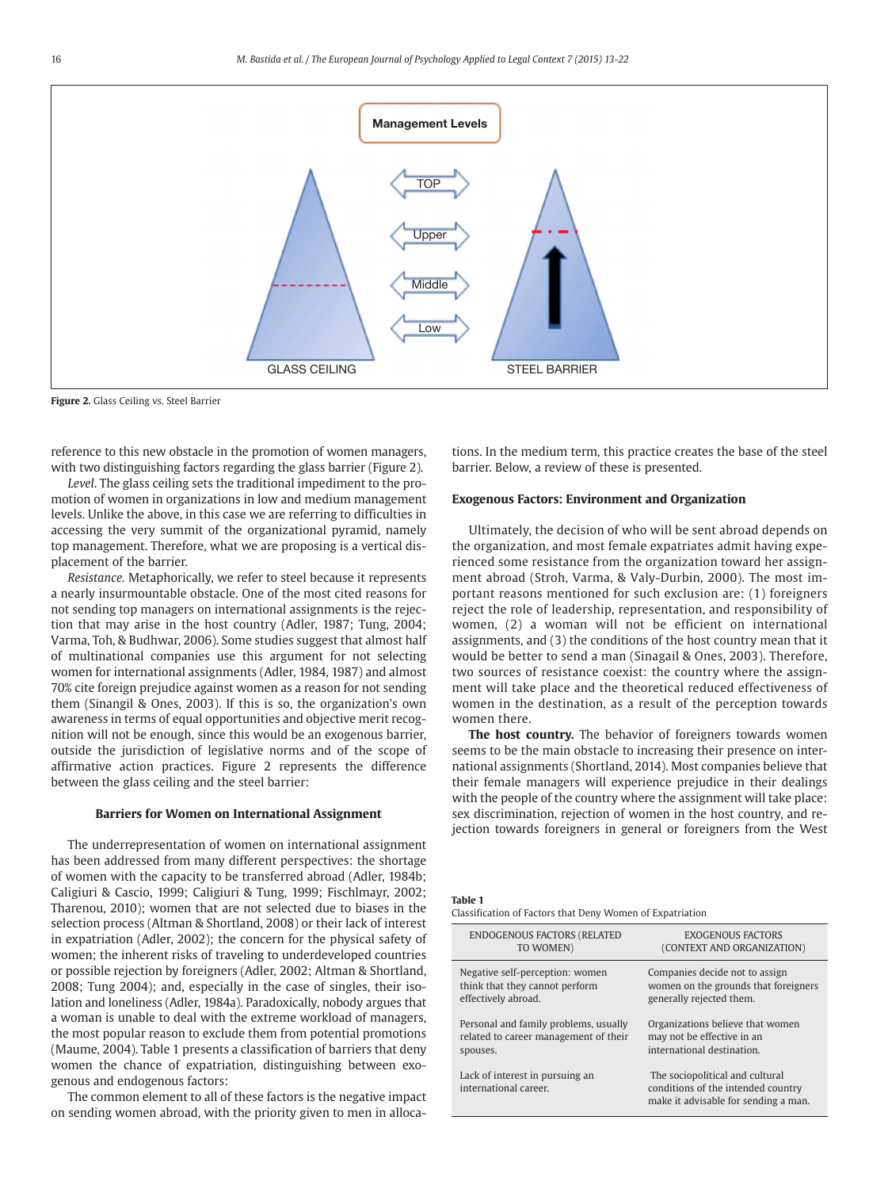Figure 2. Glass Ceiling vs. Steel Barrier

reference to this new obstacle in the promotion of women managers, with two distinguishing factors regarding the glass barrier (Figure 2).

*Level*. The glass ceiling sets the traditional impediment to the promotion of women in organizations in low and medium management levels. Unlike the above, in this case we are referring to difficulties in accessing the very summit of the organizational pyramid, namely top management. Therefore, what we are proposing is a vertical displacement of the barrier.

*Resistance*. Metaphorically, we refer to steel because it represents a nearly insurmountable obstacle. One of the most cited reasons for not sending top managers on international assignments is the rejection that may arise in the host country (Adler, 1987; Tung, 2004; Varma, Toh, & Budhwar, 2006). Some studies suggest that almost half of multinational companies use this argument for not selecting women for international assignments (Adler, 1984, 1987) and almost 70% cite foreign prejudice against women as a reason for not sending them (Sinangil & Ones, 2003). If this is so, the organization's own awareness in terms of equal opportunities and objective merit recognition will not be enough, since this would be an exogenous barrier, outside the jurisdiction of legislative norms and of the scope of affirmative action practices. Figure 2 represents the difference between the glass ceiling and the steel barrier:

## Barriers for Women on International Assignment

The underrepresentation of women on international assignment has been addressed from many different perspectives: the shortage of women with the capacity to be transferred abroad (Adler, 1984b; Caligiuri & Cascio, 1999; Caligiuri & Tung, 1999; Fischlmayr, 2002; Tharenou, 2010); women that are not selected due to biases in the selection process (Altman & Shortland, 2008) or their lack of interest in expatriation (Adler, 2002); the concern for the physical safety of women; the inherent risks of traveling to underdeveloped countries or possible rejection by foreigners (Adler, 2002; Altman & Shortland, 2008; Tung 2004); and, especially in the case of singles, their isolation and loneliness (Adler, 1984a). Paradoxically, nobody argues that a woman is unable to deal with the extreme workload of managers, the most popular reason to exclude them from potential promotions (Maume, 2004). Table 1 presents a classification of barriers that deny women the chance of expatriation, distinguishing between exogenous and endogenous factors:

The common element to all of these factors is the negative impact on sending women abroad, with the priority given to men in allocations. In the medium term, this practice creates the base of the steel barrier. Below, a review of these is presented.

### Exogenous Factors: Environment and Organization

Ultimately, the decision of who will be sent abroad depends on the organization, and most female expatriates admit having experienced some resistance from the organization toward her assignment abroad (Stroh, Varma, & Valy-Durbin, 2000). The most important reasons mentioned for such exclusion are: (1) foreigners reject the role of leadership, representation, and responsibility of women, (2) a woman will not be efficient on international assignments, and (3) the conditions of the host country mean that it would be better to send a man (Sinagail & Ones, 2003). Therefore, two sources of resistance coexist: the country where the assignment will take place and the theoretical reduced effectiveness of women in the destination, as a result of the perception towards women there.

**The host country.** The behavior of foreigners towards women seems to be the main obstacle to increasing their presence on international assignments (Shortland, 2014). Most companies believe that their female managers will experience prejudice in their dealings with the people of the country where the assignment will take place: sex discrimination, rejection of women in the host country, and rejection towards foreigners in general or foreigners from the West

**Table 1**
Classification of Factors that Deny Women of Expatriation

| ENDOGENOUS FACTORS (RELATED TO WOMEN) | EXOGENOUS FACTORS (CONTEXT AND ORGANIZATION) |
|---|---|
| Negative self-perception: women think that they cannot perform effectively abroad. | Companies decide not to assign women on the grounds that foreigners generally rejected them. |
| Personal and family problems, usually related to career management of their spouses. | Organizations believe that women may not be effective in an international destination. |
| Lack of interest in pursuing an international career. | The sociopolitical and cultural conditions of the intended country make it advisable for sending a man. |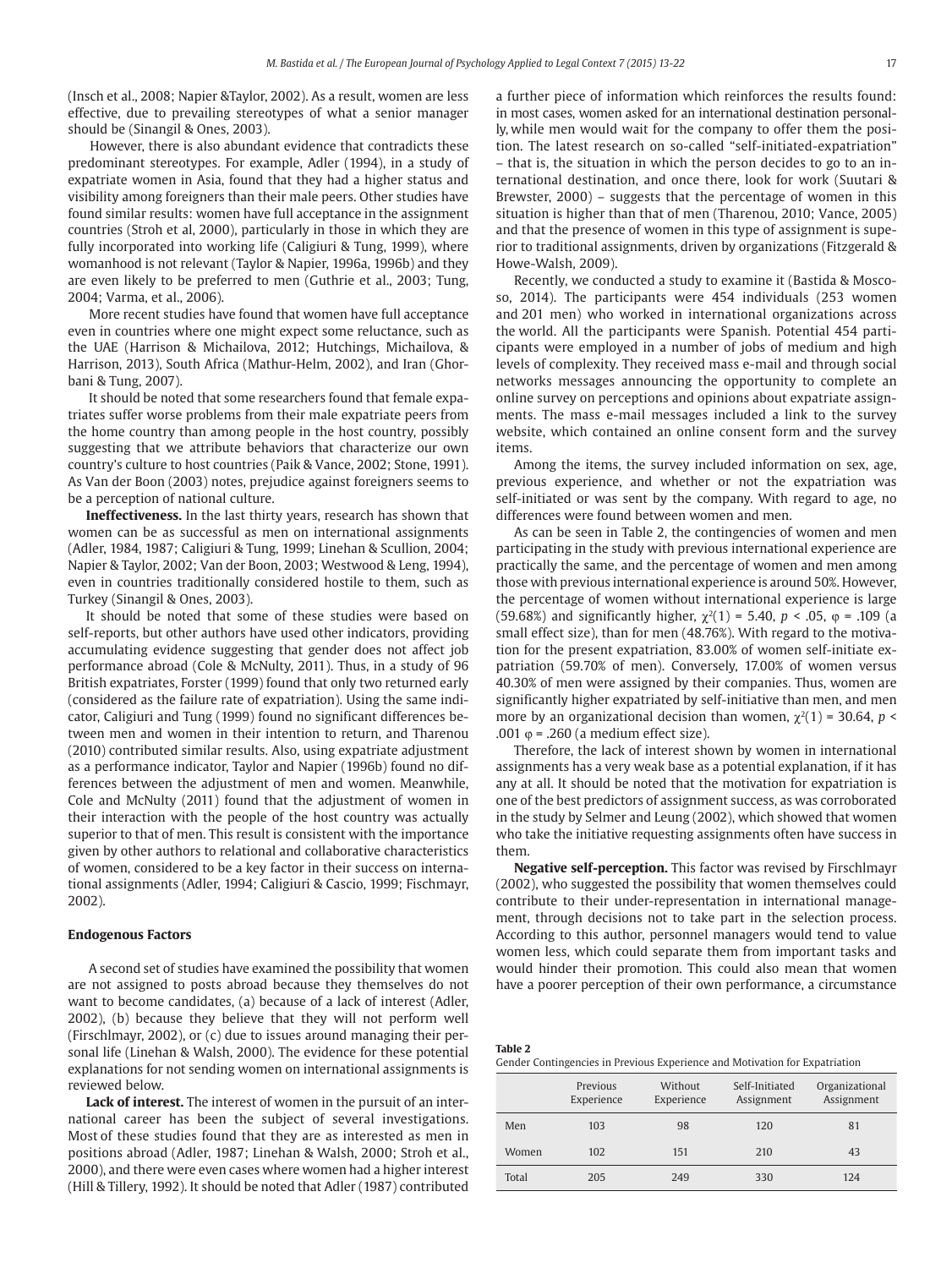(Insch et al., 2008; Napier &Taylor, 2002). As a result, women are less effective, due to prevailing stereotypes of what a senior manager should be (Sinangil & Ones, 2003).

However, there is also abundant evidence that contradicts these predominant stereotypes. For example, Adler (1994), in a study of expatriate women in Asia, found that they had a higher status and visibility among foreigners than their male peers. Other studies have found similar results: women have full acceptance in the assignment countries (Stroh et al, 2000), particularly in those in which they are fully incorporated into working life (Caligiuri & Tung, 1999), where womanhood is not relevant (Taylor & Napier, 1996a, 1996b) and they are even likely to be preferred to men (Guthrie et al., 2003; Tung, 2004; Varma, et al., 2006).

More recent studies have found that women have full acceptance even in countries where one might expect some reluctance, such as the UAE (Harrison & Michailova, 2012; Hutchings, Michailova, & Harrison, 2013), South Africa (Mathur-Helm, 2002), and Iran (Ghorbani & Tung, 2007).

It should be noted that some researchers found that female expatriates suffer worse problems from their male expatriate peers from the home country than among people in the host country, possibly suggesting that we attribute behaviors that characterize our own country's culture to host countries (Paik & Vance, 2002; Stone, 1991). As Van der Boon (2003) notes, prejudice against foreigners seems to be a perception of national culture.

**Ineffectiveness.** In the last thirty years, research has shown that women can be as successful as men on international assignments (Adler, 1984, 1987; Caligiuri & Tung, 1999; Linehan & Scullion, 2004; Napier & Taylor, 2002; Van der Boon, 2003; Westwood & Leng, 1994), even in countries traditionally considered hostile to them, such as Turkey (Sinangil & Ones, 2003).

It should be noted that some of these studies were based on self-reports, but other authors have used other indicators, providing accumulating evidence suggesting that gender does not affect job performance abroad (Cole & McNulty, 2011). Thus, in a study of 96 British expatriates, Forster (1999) found that only two returned early (considered as the failure rate of expatriation). Using the same indicator, Caligiuri and Tung (1999) found no significant differences between men and women in their intention to return, and Tharenou (2010) contributed similar results. Also, using expatriate adjustment as a performance indicator, Taylor and Napier (1996b) found no differences between the adjustment of men and women. Meanwhile, Cole and McNulty (2011) found that the adjustment of women in their interaction with the people of the host country was actually superior to that of men. This result is consistent with the importance given by other authors to relational and collaborative characteristics of women, considered to be a key factor in their success on international assignments (Adler, 1994; Caligiuri & Cascio, 1999; Fischmayr, 2002).

### Endogenous Factors

A second set of studies have examined the possibility that women are not assigned to posts abroad because they themselves do not want to become candidates, (a) because of a lack of interest (Adler, 2002), (b) because they believe that they will not perform well (Firschlmayr, 2002), or (c) due to issues around managing their personal life (Linehan & Walsh, 2000). The evidence for these potential explanations for not sending women on international assignments is reviewed below.

**Lack of interest.** The interest of women in the pursuit of an international career has been the subject of several investigations. Most of these studies found that they are as interested as men in positions abroad (Adler, 1987; Linehan & Walsh, 2000; Stroh et al., 2000), and there were even cases where women had a higher interest (Hill & Tillery, 1992). It should be noted that Adler (1987) contributed a further piece of information which reinforces the results found: in most cases, women asked for an international destination personally, while men would wait for the company to offer them the position. The latest research on so-called "self-initiated-expatriation" – that is, the situation in which the person decides to go to an international destination, and once there, look for work (Suutari & Brewster, 2000) – suggests that the percentage of women in this situation is higher than that of men (Tharenou, 2010; Vance, 2005) and that the presence of women in this type of assignment is superior to traditional assignments, driven by organizations (Fitzgerald & Howe-Walsh, 2009).

Recently, we conducted a study to examine it (Bastida & Moscoso, 2014). The participants were 454 individuals (253 women and 201 men) who worked in international organizations across the world. All the participants were Spanish. Potential 454 participants were employed in a number of jobs of medium and high levels of complexity. They received mass e-mail and through social networks messages announcing the opportunity to complete an online survey on perceptions and opinions about expatriate assignments. The mass e-mail messages included a link to the survey website, which contained an online consent form and the survey items.

Among the items, the survey included information on sex, age, previous experience, and whether or not the expatriation was self-initiated or was sent by the company. With regard to age, no differences were found between women and men.

As can be seen in Table 2, the contingencies of women and men participating in the study with previous international experience are practically the same, and the percentage of women and men among those with previous international experience is around 50%. However, the percentage of women without international experience is large (59.68%) and significantly higher, $\chi^2(1) = 5.40$, $p < .05$, $\varphi = .109$ (a small effect size), than for men (48.76%). With regard to the motivation for the present expatriation, 83.00% of women self-initiate expatriation (59.70% of men). Conversely, 17.00% of women versus 40.30% of men were assigned by their companies. Thus, women are significantly higher expatriated by self-initiative than men, and men more by an organizational decision than women, $\chi^2(1) = 30.64$, $p < .001$ $\varphi = .260$ (a medium effect size).

Therefore, the lack of interest shown by women in international assignments has a very weak base as a potential explanation, if it has any at all. It should be noted that the motivation for expatriation is one of the best predictors of assignment success, as was corroborated in the study by Selmer and Leung (2002), which showed that women who take the initiative requesting assignments often have success in them.

**Negative self-perception.** This factor was revised by Firschlmayr (2002), who suggested the possibility that women themselves could contribute to their under-representation in international management, through decisions not to take part in the selection process. According to this author, personnel managers would tend to value women less, which could separate them from important tasks and would hinder their promotion. This could also mean that women have a poorer perception of their own performance, a circumstance

**Table 2**
Gender Contingencies in Previous Experience and Motivation for Expatriation

| | Previous Experience | Without Experience | Self-Initiated Assignment | Organizational Assignment |
|---|---|---|---|---|
| Men | 103 | 98 | 120 | 81 |
| Women | 102 | 151 | 210 | 43 |
| Total | 205 | 249 | 330 | 124 |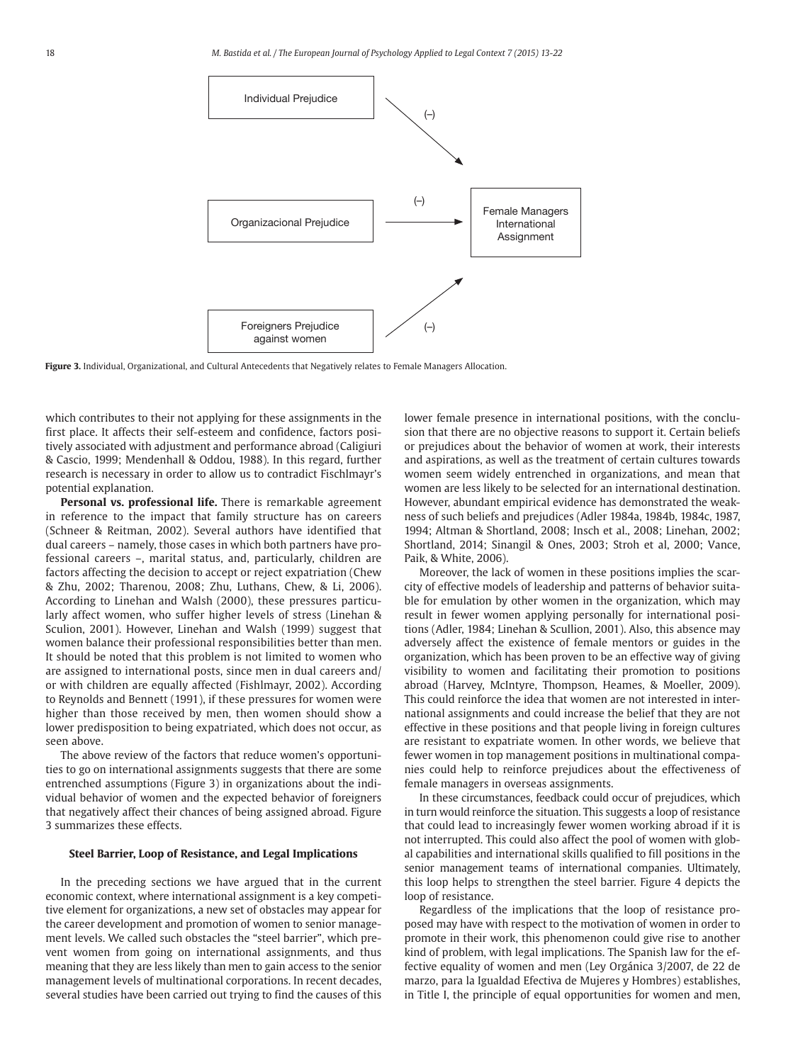Individual Prejudice

(–)

Organizacional Prejudice

(–)

Female Managers International Assignment

Foreigners Prejudice against women

(–)

**Figure 3.** Individual, Organizational, and Cultural Antecedents that Negatively relates to Female Managers Allocation.

which contributes to their not applying for these assignments in the first place. It affects their self-esteem and confidence, factors positively associated with adjustment and performance abroad (Caligiuri & Cascio, 1999; Mendenhall & Oddou, 1988). In this regard, further research is necessary in order to allow us to contradict Fischlmayr's potential explanation.

**Personal vs. professional life.** There is remarkable agreement in reference to the impact that family structure has on careers (Schneer & Reitman, 2002). Several authors have identified that dual careers – namely, those cases in which both partners have professional careers –, marital status, and, particularly, children are factors affecting the decision to accept or reject expatriation (Chew & Zhu, 2002; Tharenou, 2008; Zhu, Luthans, Chew, & Li, 2006). According to Linehan and Walsh (2000), these pressures particularly affect women, who suffer higher levels of stress (Linehan & Sculion, 2001). However, Linehan and Walsh (1999) suggest that women balance their professional responsibilities better than men. It should be noted that this problem is not limited to women who are assigned to international posts, since men in dual careers and/or with children are equally affected (Fishlmayr, 2002). According to Reynolds and Bennett (1991), if these pressures for women were higher than those received by men, then women should show a lower predisposition to being expatriated, which does not occur, as seen above.

The above review of the factors that reduce women's opportunities to go on international assignments suggests that there are some entrenched assumptions (Figure 3) in organizations about the individual behavior of women and the expected behavior of foreigners that negatively affect their chances of being assigned abroad. Figure 3 summarizes these effects.

## Steel Barrier, Loop of Resistance, and Legal Implications

In the preceding sections we have argued that in the current economic context, where international assignment is a key competitive element for organizations, a new set of obstacles may appear for the career development and promotion of women to senior management levels. We called such obstacles the "steel barrier", which prevent women from going on international assignments, and thus meaning that they are less likely than men to gain access to the senior management levels of multinational corporations. In recent decades, several studies have been carried out trying to find the causes of this lower female presence in international positions, with the conclusion that there are no objective reasons to support it. Certain beliefs or prejudices about the behavior of women at work, their interests and aspirations, as well as the treatment of certain cultures towards women seem widely entrenched in organizations, and mean that women are less likely to be selected for an international destination. However, abundant empirical evidence has demonstrated the weakness of such beliefs and prejudices (Adler 1984a, 1984b, 1984c, 1987, 1994; Altman & Shortland, 2008; Insch et al., 2008; Linehan, 2002; Shortland, 2014; Sinangil & Ones, 2003; Stroh et al, 2000; Vance, Paik, & White, 2006).

Moreover, the lack of women in these positions implies the scarcity of effective models of leadership and patterns of behavior suitable for emulation by other women in the organization, which may result in fewer women applying personally for international positions (Adler, 1984; Linehan & Scullion, 2001). Also, this absence may adversely affect the existence of female mentors or guides in the organization, which has been proven to be an effective way of giving visibility to women and facilitating their promotion to positions abroad (Harvey, McIntyre, Thompson, Heames, & Moeller, 2009). This could reinforce the idea that women are not interested in international assignments and could increase the belief that they are not effective in these positions and that people living in foreign cultures are resistant to expatriate women. In other words, we believe that fewer women in top management positions in multinational companies could help to reinforce prejudices about the effectiveness of female managers in overseas assignments.

In these circumstances, feedback could occur of prejudices, which in turn would reinforce the situation. This suggests a loop of resistance that could lead to increasingly fewer women working abroad if it is not interrupted. This could also affect the pool of women with global capabilities and international skills qualified to fill positions in the senior management teams of international companies. Ultimately, this loop helps to strengthen the steel barrier. Figure 4 depicts the loop of resistance.

Regardless of the implications that the loop of resistance proposed may have with respect to the motivation of women in order to promote in their work, this phenomenon could give rise to another kind of problem, with legal implications. The Spanish law for the effective equality of women and men (Ley Orgánica 3/2007, de 22 de marzo, para la Igualdad Efectiva de Mujeres y Hombres) establishes, in Title I, the principle of equal opportunities for women and men,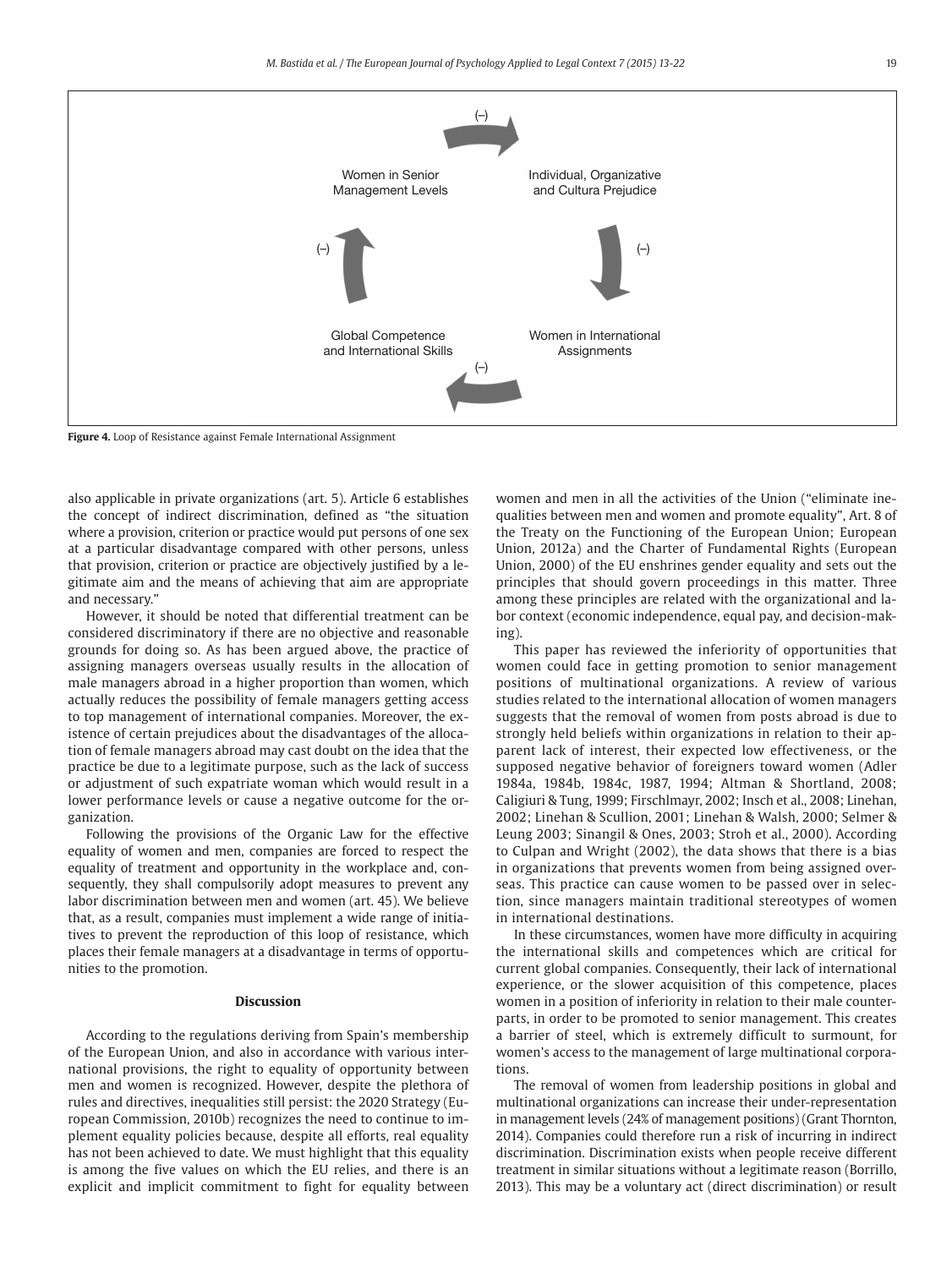Women in Senior Management Levels

(–)

Individual, Organizative and Cultura Prejudice

(–)

Women in International Assignments

(–)

Global Competence and International Skills

(–)

**Figure 4.** Loop of Resistance against Female International Assignment

also applicable in private organizations (art. 5). Article 6 establishes the concept of indirect discrimination, defined as "the situation where a provision, criterion or practice would put persons of one sex at a particular disadvantage compared with other persons, unless that provision, criterion or practice are objectively justified by a legitimate aim and the means of achieving that aim are appropriate and necessary."

However, it should be noted that differential treatment can be considered discriminatory if there are no objective and reasonable grounds for doing so. As has been argued above, the practice of assigning managers overseas usually results in the allocation of male managers abroad in a higher proportion than women, which actually reduces the possibility of female managers getting access to top management of international companies. Moreover, the existence of certain prejudices about the disadvantages of the allocation of female managers abroad may cast doubt on the idea that the practice be due to a legitimate purpose, such as the lack of success or adjustment of such expatriate woman which would result in a lower performance levels or cause a negative outcome for the organization.

Following the provisions of the Organic Law for the effective equality of women and men, companies are forced to respect the equality of treatment and opportunity in the workplace and, consequently, they shall compulsorily adopt measures to prevent any labor discrimination between men and women (art. 45). We believe that, as a result, companies must implement a wide range of initiatives to prevent the reproduction of this loop of resistance, which places their female managers at a disadvantage in terms of opportunities to the promotion.

## Discussion

According to the regulations deriving from Spain's membership of the European Union, and also in accordance with various international provisions, the right to equality of opportunity between men and women is recognized. However, despite the plethora of rules and directives, inequalities still persist: the 2020 Strategy (European Commission, 2010b) recognizes the need to continue to implement equality policies because, despite all efforts, real equality has not been achieved to date. We must highlight that this equality is among the five values on which the EU relies, and there is an explicit and implicit commitment to fight for equality between women and men in all the activities of the Union ("eliminate inequalities between men and women and promote equality", Art. 8 of the Treaty on the Functioning of the European Union; European Union, 2012a) and the Charter of Fundamental Rights (European Union, 2000) of the EU enshrines gender equality and sets out the principles that should govern proceedings in this matter. Three among these principles are related with the organizational and labor context (economic independence, equal pay, and decision-making).

This paper has reviewed the inferiority of opportunities that women could face in getting promotion to senior management positions of multinational organizations. A review of various studies related to the international allocation of women managers suggests that the removal of women from posts abroad is due to strongly held beliefs within organizations in relation to their apparent lack of interest, their expected low effectiveness, or the supposed negative behavior of foreigners toward women (Adler 1984a, 1984b, 1984c, 1987, 1994; Altman & Shortland, 2008; Caligiuri & Tung, 1999; Firschlmayr, 2002; Insch et al., 2008; Linehan, 2002; Linehan & Scullion, 2001; Linehan & Walsh, 2000; Selmer & Leung 2003; Sinangil & Ones, 2003; Stroh et al., 2000). According to Culpan and Wright (2002), the data shows that there is a bias in organizations that prevents women from being assigned overseas. This practice can cause women to be passed over in selection, since managers maintain traditional stereotypes of women in international destinations.

In these circumstances, women have more difficulty in acquiring the international skills and competences which are critical for current global companies. Consequently, their lack of international experience, or the slower acquisition of this competence, places women in a position of inferiority in relation to their male counterparts, in order to be promoted to senior management. This creates a barrier of steel, which is extremely difficult to surmount, for women's access to the management of large multinational corporations.

The removal of women from leadership positions in global and multinational organizations can increase their under-representation in management levels (24% of management positions) (Grant Thornton, 2014). Companies could therefore run a risk of incurring in indirect discrimination. Discrimination exists when people receive different treatment in similar situations without a legitimate reason (Borrillo, 2013). This may be a voluntary act (direct discrimination) or result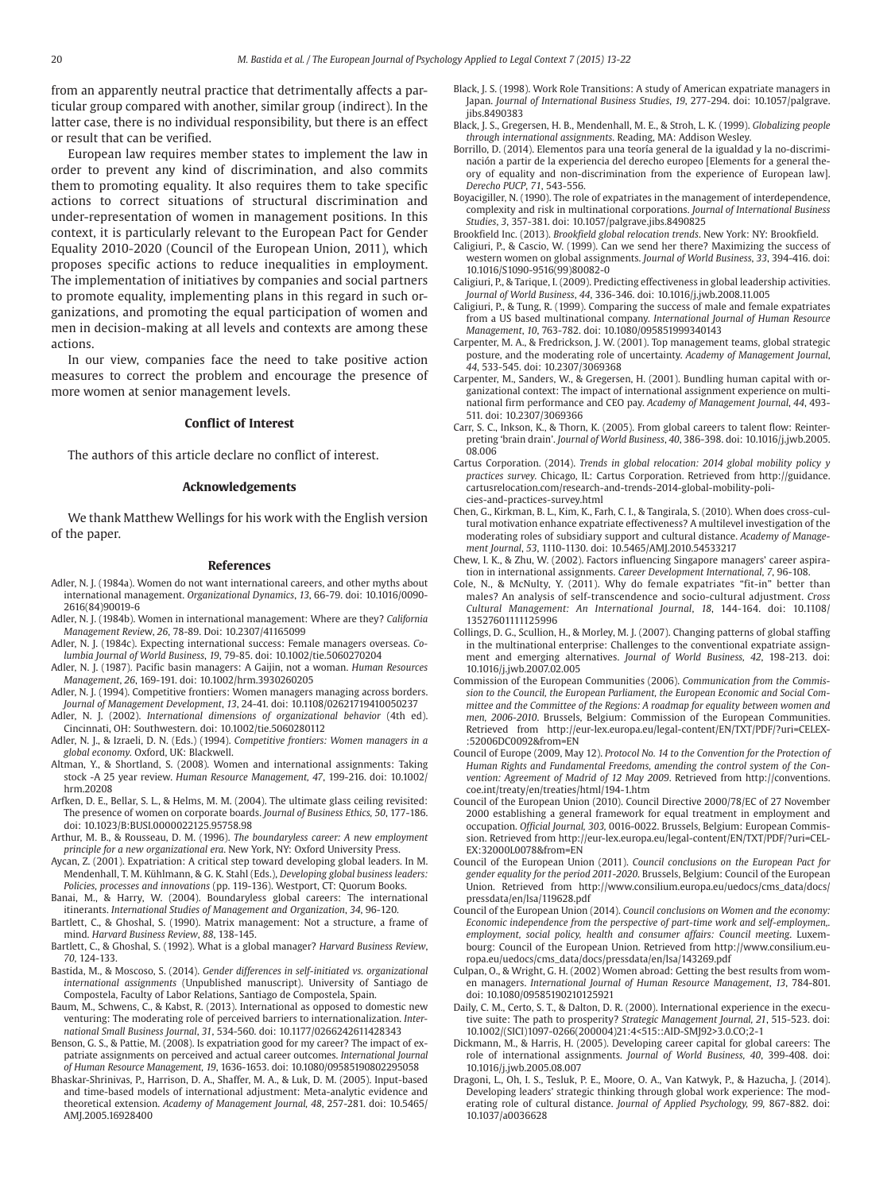from an apparently neutral practice that detrimentally affects a particular group compared with another, similar group (indirect). In the latter case, there is no individual responsibility, but there is an effect or result that can be verified.

European law requires member states to implement the law in order to prevent any kind of discrimination, and also commits them to promoting equality. It also requires them to take specific actions to correct situations of structural discrimination and under-representation of women in management positions. In this context, it is particularly relevant to the European Pact for Gender Equality 2010-2020 (Council of the European Union, 2011), which proposes specific actions to reduce inequalities in employment. The implementation of initiatives by companies and social partners to promote equality, implementing plans in this regard in such organizations, and promoting the equal participation of women and men in decision-making at all levels and contexts are among these actions.

In our view, companies face the need to take positive action measures to correct the problem and encourage the presence of more women at senior management levels.

### Conflict of Interest

The authors of this article declare no conflict of interest.

### Acknowledgements

We thank Matthew Wellings for his work with the English version of the paper.

### References

Adler, N. J. (1984a). Women do not want international careers, and other myths about international management. *Organizational Dynamics*, *13*, 66-79. doi: 10.1016/0090-2616(84)90019-6

Adler, N. J. (1984b). Women in international management: Where are they? *California Management Review*, *26*, 78-89. Doi: 10.2307/41165099

Adler, N. J. (1984c). Expecting international success: Female managers overseas. *Columbia Journal of World Business*, *19*, 79-85. doi: 10.1002/tie.5060270204

Adler, N. J. (1987). Pacific basin managers: A Gaijin, not a woman. *Human Resources Management*, *26*, 169-191. doi: 10.1002/hrm.3930260205

Adler, N. J. (1994). Competitive frontiers: Women managers managing across borders. *Journal of Management Development*, *13*, 24-41. doi: 10.1108/02621719410050237

Adler, N. J. (2002). *International dimensions of organizational behavior* (4th ed). Cincinnati, OH: Southwestern. doi: 10.1002/tie.5060280112

Adler, N. J., & Izraeli, D. N. (Eds.) (1994). *Competitive frontiers: Women managers in a global economy*. Oxford, UK: Blackwell.

Altman, Y., & Shortland, S. (2008). Women and international assignments: Taking stock -A 25 year review. *Human Resource Management*, *47*, 199-216. doi: 10.1002/hrm.20208

Arfken, D. E., Bellar, S. L., & Helms, M. M. (2004). The ultimate glass ceiling revisited: The presence of women on corporate boards. *Journal of Business Ethics*, *50*, 177-186. doi: 10.1023/B:BUSI.0000022125.95758.98

Arthur, M. B., & Rousseau, D. M. (1996). *The boundaryless career: A new employment principle for a new organizational era*. New York, NY: Oxford University Press.

Aycan, Z. (2001). Expatriation: A critical step toward developing global leaders. In M. Mendenhall, T. M. Kühlmann, & G. K. Stahl (Eds.), *Developing global business leaders: Policies, processes and innovations* (pp. 119-136). Westport, CT: Quorum Books.

Banai, M., & Harry, W. (2004). Boundaryless global careers: The international itinerants. *International Studies of Management and Organization*, *34*, 96-120.

Bartlett, C., & Ghoshal, S. (1990). Matrix management: Not a structure, a frame of mind. *Harvard Business Review*, *88*, 138-145.

Bartlett, C., & Ghoshal, S. (1992). What is a global manager? *Harvard Business Review*, *70*, 124-133.

Bastida, M., & Moscoso, S. (2014). *Gender differences in self-initiated vs. organizational international assignments* (Unpublished manuscript). University of Santiago de Compostela, Faculty of Labor Relations, Santiago de Compostela, Spain.

Baum, M., Schwens, C., & Kabst, R. (2013). International as opposed to domestic new venturing: The moderating role of perceived barriers to internationalization. *International Small Business Journal*, *31*, 534-560. doi: 10.1177/0266242611428343

Benson, G. S., & Pattie, M. (2008). Is expatriation good for my career? The impact of expatriate assignments on perceived and actual career outcomes. *International Journal of Human Resource Management*, *19*, 1636-1653. doi: 10.1080/09585190802295058

Bhaskar-Shrinivas, P., Harrison, D. A., Shaffer, M. A., & Luk, D. M. (2005). Input-based and time-based models of international adjustment: Meta-analytic evidence and theoretical extension. *Academy of Management Journal*, *48*, 257-281. doi: 10.5465/AMJ.2005.16928400

Black, J. S. (1998). Work Role Transitions: A study of American expatriate managers in Japan. *Journal of International Business Studies*, *19*, 277-294. doi: 10.1057/palgrave.jibs.8490383

Black, J. S., Gregersen, H. B., Mendenhall, M. E., & Stroh, L. K. (1999). *Globalizing people through international assignments*. Reading, MA: Addison Wesley.

Borrillo, D. (2014). Elementos para una teoría general de la igualdad y la no-discriminación a partir de la experiencia del derecho europeo [Elements for a general theory of equality and non-discrimination from the experience of European law]. *Derecho PUCP*, *71*, 543-556.

Boyacigiller, N. (1990). The role of expatriates in the management of interdependence, complexity and risk in multinational corporations. *Journal of International Business Studies*, *3*, 357-381. doi: 10.1057/palgrave.jibs.8490825

Brookfield Inc. (2013). *Brookfield global relocation trends*. New York: NY: Brookfield.

Caligiuri, P., & Cascio, W. (1999). Can we send her there? Maximizing the success of western women on global assignments. *Journal of World Business*, *33*, 394-416. doi: 10.1016/S1090-9516(99)80082-0

Caligiuri, P., & Tarique, I. (2009). Predicting effectiveness in global leadership activities. *Journal of World Business*, *44*, 336-346. doi: 10.1016/j.jwb.2008.11.005

Caligiuri, P., & Tung, R. (1999). Comparing the success of male and female expatriates from a US based multinational company. *International Journal of Human Resource Management*, *10*, 763-782. doi: 10.1080/095851999340143

Carpenter, M. A., & Fredrickson, J. W. (2001). Top management teams, global strategic posture, and the moderating role of uncertainty. *Academy of Management Journal*, *44*, 533-545. doi: 10.2307/3069368

Carpenter, M., Sanders, W., & Gregersen, H. (2001). Bundling human capital with organizational context: The impact of international assignment experience on multinational firm performance and CEO pay. *Academy of Management Journal*, *44*, 493-511. doi: 10.2307/3069366

Carr, S. C., Inkson, K., & Thorn, K. (2005). From global careers to talent flow: Reinterpreting 'brain drain'. *Journal of World Business*, *40*, 386-398. doi: 10.1016/j.jwb.2005.08.006

Cartus Corporation. (2014). *Trends in global relocation: 2014 global mobility policy y practices survey*. Chicago, IL: Cartus Corporation. Retrieved from http://guidance.cartusrelocation.com/research-and-trends-2014-global-mobility-policies-and-practices-survey.html

Chen, G., Kirkman, B. L., Kim, K., Farh, C. I., & Tangirala, S. (2010). When does cross-cultural motivation enhance expatriate effectiveness? A multilevel investigation of the moderating roles of subsidiary support and cultural distance. *Academy of Management Journal*, *53*, 1110-1130. doi: 10.5465/AMJ.2010.54533217

Chew, I. K., & Zhu, W. (2002). Factors influencing Singapore managers' career aspiration in international assignments. *Career Development International*, *7*, 96-108.

Cole, N., & McNulty, Y. (2011). Why do female expatriates "fit-in" better than males? An analysis of self-transcendence and socio-cultural adjustment. *Cross Cultural Management: An International Journal*, *18*, 144-164. doi: 10.1108/13527601111125996

Collings, D. G., Scullion, H., & Morley, M. J. (2007). Changing patterns of global staffing in the multinational enterprise: Challenges to the conventional expatriate assignment and emerging alternatives. *Journal of World Business*, *42*, 198-213. doi: 10.1016/j.jwb.2007.02.005

Commission of the European Communities (2006). *Communication from the Commission to the Council, the European Parliament, the European Economic and Social Committee and the Committee of the Regions: A roadmap for equality between women and men, 2006-2010*. Brussels, Belgium: Commission of the European Communities. Retrieved from http://eur-lex.europa.eu/legal-content/EN/TXT/PDF/?uri=CELEX-:52006DC0092&from=EN

Council of Europe (2009, May 12). *Protocol No. 14 to the Convention for the Protection of Human Rights and Fundamental Freedoms, amending the control system of the Convention: Agreement of Madrid of 12 May 2009*. Retrieved from http://conventions.coe.int/treaty/en/treaties/html/194-1.htm

Council of the European Union (2010). Council Directive 2000/78/EC of 27 November 2000 establishing a general framework for equal treatment in employment and occupation. *Official Journal, 303,* 0016-0022. Brussels, Belgium: European Commission. Retrieved from http://eur-lex.europa.eu/legal-content/EN/TXT/PDF/?uri=CELEX:32000L0078&from=EN

Council of the European Union (2011). *Council conclusions on the European Pact for gender equality for the period 2011-2020*. Brussels, Belgium: Council of the European Union. Retrieved from http://www.consilium.europa.eu/uedocs/cms_data/docs/pressdata/en/lsa/119628.pdf

Council of the European Union (2014). *Council conclusions on Women and the economy: Economic independence from the perspective of part-time work and self-employmen,. employment, social policy, health and consumer affairs: Council meeting*. Luxembourg: Council of the European Union. Retrieved from http://www.consilium.europa.eu/uedocs/cms_data/docs/pressdata/en/lsa/143269.pdf

Culpan, O., & Wright, G. H. (2002) Women abroad: Getting the best results from women managers. *International Journal of Human Resource Management*, *13*, 784-801. doi: 10.1080/09585190210125921

Daily, C. M., Certo, S. T., & Dalton, D. R. (2000). International experience in the executive suite: The path to prosperity? *Strategic Management Journal, 21*, 515-523. doi: 10.1002/(SICI)1097-0266(200004)21:4<515::AID-SMJ92>3.0.CO;2-1

Dickmann, M., & Harris, H. (2005). Developing career capital for global careers: The role of international assignments. *Journal of World Business*, *40*, 399-408. doi: 10.1016/j.jwb.2005.08.007

Dragoni, L., Oh, I. S., Tesluk, P. E., Moore, O. A., Van Katwyk, P., & Hazucha, J. (2014). Developing leaders' strategic thinking through global work experience: The moderating role of cultural distance. *Journal of Applied Psychology, 99,* 867-882. doi: 10.1037/a0036628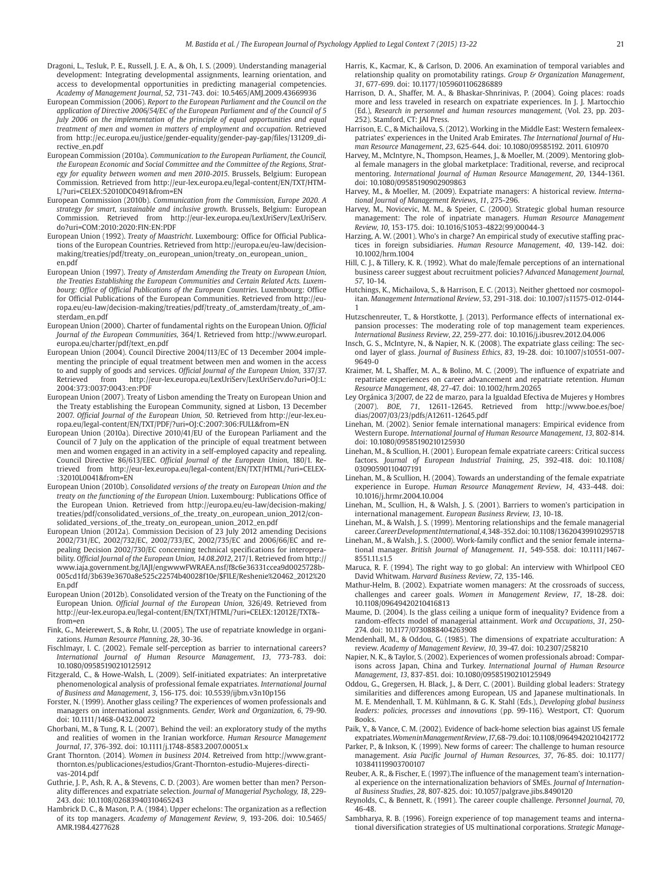Dragoni, L., Tesluk, P. E., Russell, J. E. A., & Oh, I. S. (2009). Understanding managerial development: Integrating developmental assignments, learning orientation, and access to developmental opportunities in predicting managerial competencies. *Academy of Management Journal*, *52*, 731-743. doi: 10.5465/AMJ.2009.43669936

European Commission (2006). *Report to the European Parliament and the Council on the application of Directive 2006/54/EC of the European Parliament and of the Council of 5 July 2006 on the implementation of the principle of equal opportunities and equal treatment of men and women in matters of employment and occupation*. Retrieved from http://ec.europa.eu/justice/gender-equality/gender-pay-gap/files/131209_directive_en.pdf

European Commission (2010a). *Communication to the European Parliament, the Council, the European Economic and Social Committee and the Committee of the Regions, Strategy for equality between women and men 2010-2015*. Brussels, Belgium: European Commission. Retrieved from http://eur-lex.europa.eu/legal-content/EN/TXT/HTML/?uri=CELEX:52010DC0491&from=EN

European Commission (2010b). *Communication from the Commission, Europe 2020. A strategy for smart, sustainable and inclusive growth*. Brussels, Belgium: European Commission. Retrieved from http://eur-lex.europa.eu/LexUriServ/LexUriServ.do?uri=COM:2010:2020:FIN:EN:PDF

European Union (1992). *Treaty of Maastricht*. Luxembourg: Office for Official Publications of the European Countries. Retrieved from http://europa.eu/eu-law/decision-making/treaties/pdf/treaty_on_european_union/treaty_on_european_union_en.pdf

European Union (1997). *Treaty of Amsterdam Amending the Treaty on European Union, the Treaties Establishing the European Communities and Certain Related Acts. Luxembourg: Office of Official Publications of the European Countries*. Luxembourg: Office for Official Publications of the European Communities. Retrieved from http://europa.eu/eu-law/decision-making/treaties/pdf/treaty_of_amsterdam/treaty_of_amsterdam_en.pdf

European Union (2000). Charter of fundamental rights on the European Union. *Official Journal of the European Communities*, 364/1. Retrieved from http://www.europarl.europa.eu/charter/pdf/text_en.pdf

European Union (2004). Council Directive 2004/113/EC of 13 December 2004 implementing the principle of equal treatment between men and women in the access to and supply of goods and services. *Official Journal of the European Union*, 337/37. Retrieved from http://eur-lex.europa.eu/LexUriServ/LexUriServ.do?uri=OJ:L:2004:373:0037:0043:en:PDF

European Union (2007). Treaty of Lisbon amending the Treaty on European Union and the Treaty establishing the European Community, signed at Lisbon, 13 December 2007. *Official Journal of the European Union, 50*. Retrieved from http://eur-lex.europa.eu/legal-content/EN/TXT/PDF/?uri=OJ:C:2007:306:FULL&from=EN

European Union (2010a). Directive 2010/41/EU of the European Parliament and the Council of 7 July on the application of the principle of equal treatment between men and women engaged in an activity in a self-employed capacity and repealing. Council Directive 86/613/EEC. *Official Journal of the European Union*, 180/1. Retrieved from http://eur-lex.europa.eu/legal-content/EN/TXT/HTML/?uri=CELEX-:32010L0041&from=EN

European Union (2010b). *Consolidated versions of the treaty on European Union and the treaty on the functioning of the European Union*. Luxembourg: Publications Office of the European Union. Retrieved from http://europa.eu/eu-law/decision-making/treaties/pdf/consolidated_versions_of_the_treaty_on_european_union_2012/consolidated_versions_of_the_treaty_on_european_union_2012_en.pdf

European Union (2012a). Commission Decision of 23 July 2012 amending Decisions 2002/731/EC, 2002/732/EC, 2002/733/EC, 2002/735/EC and 2006/66/EC and repealing Decision 2002/730/EC concerning technical specifications for interoperability. *Official Journal of the European Union, 14.08.2012*, 217/1. Retrieved from http://www.iaja.government.bg/IAJI/engwwwFWRAEA.nsf/f8c6e36331ccea9d0025728b-005cd1fd/3b639e3670a8e525c22574b40028f10e/$FILE/Reshenie%20462_2012%20En.pdf

European Union (2012b). Consolidated version of the Treaty on the Functioning of the European Union. *Official Journal of the European Union,* 326/49. Retrieved from http://eur-lex.europa.eu/legal-content/EN/TXT/HTML/?uri=CELEX:12012E/TXT&from=en

Fink, G., Meierewert, S., & Rohr, U. (2005). The use of repatriate knowledge in organizations. *Human Resource Planning*, *28*, 30-36.

Fischlmayr, I. C. (2002). Female self-perception as barrier to international careers? *International Journal of Human Resource Management*, *13*, 773-783. doi: 10.1080/09585190210125912

Fitzgerald, C., & Howe-Walsh, L. (2009). Self-initiated expatriates: An interpretative phenomenological analysis of professional female expatriates. *International Journal of Business and Management*, *3*, 156-175. doi: 10.5539/ijbm.v3n10p156

Forster, N. (1999). Another glass ceiling? The experiences of women professionals and managers on international assignments. *Gender, Work and Organization*, *6*, 79-90. doi: 10.1111/1468-0432.00072

Ghorbani, M., & Tung, R. L. (2007). Behind the veil: an exploratory study of the myths and realities of women in the Iranian workforce. *Human Resource Management Journal*, *17*, 376-392. doi: 10.1111/j.1748-8583.2007.00051.x

Grant Thornton. (2014). *Women in business 2014*. Retreived from http://www.grantthornton.es/publicaciones/estudios/Grant-Thornton-estudio-Mujeres-directivas-2014.pdf

Guthrie, J. P., Ash, R. A., & Stevens, C. D. (2003). Are women better than men? Personality differences and expatriate selection. *Journal of Managerial Psychology*, *18*, 229-243. doi: 10.1108/02683940310465243

Hambrick D. C., & Mason, P. A. (1984). Upper echelons: The organization as a reflection of its top managers. *Academy of Management Review*, *9*, 193-206. doi: 10.5465/AMR.1984.4277628

Harris, K., Kacmar, K., & Carlson, D. 2006. An examination of temporal variables and relationship quality on promotability ratings. *Group & Organization Management*, *31*, 677-699. doi: 10.1177/1059601106286889

Harrison, D. A., Shaffer, M. A., & Bhaskar-Shnrinivas, P. (2004). Going places: roads more and less traveled in research on expatriate experiences. In J. J. Martocchio (Ed.), *Research in personnel and human resources management,* (Vol. 23, pp. 203-252). Stamford, CT: JAI Press.

Harrison, E. C., & Michailova, S. (2012). Working in the Middle East: Western femaleexpatriates' experiences in the United Arab Emirates. *The International Journal of Human Resource Management*, *23*, 625-644. doi: 10.1080/09585192. 2011. 610970

Harvey, M., McIntyre, N., Thompson, Heames, J., & Moeller, M. (2009). Mentoring global female managers in the global marketplace: Traditional, reverse, and reciprocal mentoring. *International Journal of Human Resource Management*, *20*, 1344-1361. doi: 10.1080/09585190902909863

Harvey, M., & Moeller, M. (2009). Expatriate managers: A historical review. *International Journal of Management Reviews*, *11*, 275-296.

Harvey, M., Novicevic, M. M., & Speier, C. (2000). Strategic global human resource management: The role of inpatriate managers. *Human Resource Management Review, 10*, 153-175. doi: 10.1016/S1053-4822(99)00044-3

Harzing, A. W. (2001). Who's in charge? An empirical study of executive staffing practices in foreign subsidiaries. *Human Resource Management*, *40*, 139-142. doi: 10.1002/hrm.1004

Hill, C. J., & Tillery, K. R. (1992). What do male/female perceptions of an international business career suggest about recruitment policies? *Advanced Management Journal, 57*, 10-14.

Hutchings, K., Michailova, S., & Harrison, E. C. (2013). Neither ghettoed nor cosmopolitan. *Management International Review*, *53*, 291-318. doi: 10.1007/s11575-012-0144-1

Hutzschenreuter, T., & Horstkotte, J. (2013). Performance effects of international expansion processes: The moderating role of top management team experiences. *International Business Review*, *22*, 259-277. doi: 10.1016/j.ibusrev.2012.04.006

Insch, G. S., McIntyre, N., & Napier, N. K. (2008). The expatriate glass ceiling: The second layer of glass. *Journal of Business Ethics*, *83*, 19-28. doi: 10.1007/s10551-007-9649-0

Kraimer, M. L, Shaffer, M. A., & Bolino, M. C. (2009). The influence of expatriate and repatriate experiences on career advancement and repatriate retention. *Human Resource Management*, *48*, 27-47. doi: 10.1002/hrm.20265

Ley Orgánica 3/2007, de 22 de marzo, para la Igualdad Efectiva de Mujeres y Hombres (2007). *BOE, 71*, 12611-12645. Retrieved from http://www.boe.es/boe/dias/2007/03/23/pdfs/A12611-12645.pdf

Linehan, M. (2002). Senior female international managers: Empirical evidence from Western Europe. *International Journal of Human Resource Management*, *13*, 802-814. doi: 10.1080/09585190210125930

Linehan, M., & Scullion, H. (2001). European female expatriate careers: Critical success factors. *Journal of European Industrial Training*, *25*, 392-418. doi: 10.1108/03090590110407191

Linehan, M., & Scullion, H. (2004). Towards an understanding of the female expatriate experience in Europe. *Human Resource Management Review*, *14*, 433-448. doi: 10.1016/j.hrmr.2004.10.004

Linehan, M., Scullion, H., & Walsh, J. S. (2001). Barriers to women's participation in international management. *European Business Review, 13*, 10-18.

Linehan, M., & Walsh, J. S. (1999). Mentoring relationships and the female managerial career. *Career Development International, 4*, 348-352. doi: 10.1108/13620439910295718

Linehan, M., & Walsh, J. S. (2000). Work-family conflict and the senior female international manager. *British Journal of Management. 11*, 549-558. doi: 10.1111/1467-8551.11.s1.5

Maruca, R. F. (1994). The right way to go global: An interview with Whirlpool CEO David Whitwam. *Harvard Business Review*, *72*, 135-146.

Mathur-Helm, B. (2002). Expatriate women managers: At the crossroads of success, challenges and career goals. *Women in Management Review*, *17*, 18-28. doi: 10.1108/09649420210416813

Maume, D. (2004). Is the glass ceiling a unique form of inequality? Evidence from a random-effects model of managerial attainment. *Work and Occupations*, *31*, 250-274. doi: 10.1177/0730888404263908

Mendenhall, M., & Oddou, G. (1985). The dimensions of expatriate acculturation: A review. *Academy of Management Review*, *10*, 39-47. doi: 10.2307/258210

Napier, N. K., & Taylor, S. (2002). Experiences of women professionals abroad: Comparisons across Japan, China and Turkey. *International Journal of Human Resource Management*, *13*, 837-851. doi: 10.1080/09585190210125949

Oddou, G., Gregersen, H. Black, J., & Derr, C. (2001). Building global leaders: Strategy similarities and differences among European, US and Japanese multinationals. In M. E. Mendenhall, T. M. Kühlmann, & G. K. Stahl (Eds.), *Developing global business leaders: policies, processes and innovations* (pp. 99-116). Westport, CT: Quorum Books.

Paik, Y., & Vance, C. M. (2002). Evidence of back-home selection bias against US female expatriates. *Women in Management Review*, *17*, 68-79. doi: 10.1108/09649420210421772

Parker, P., & Inkson, K. (1999). New forms of career: The challenge to human resource management. *Asia Pacific Journal of Human Resources*, *37*, 76-85. doi: 10.1177/103841119903700107

Reuber, A. R., & Fischer, E. (1997).The influence of the management team's international experience on the internationalization behaviors of SMEs. *Journal of International Business Studies*, *28*, 807-825. doi: 10.1057/palgrave.jibs.8490120

Reynolds, C., & Bennett, R. (1991). The career couple challenge. *Personnel Journal*, *70*, 46-48.

Sambharya, R. B. (1996). Foreign experience of top management teams and international diversification strategies of US multinational corporations. *Strategic Manage-*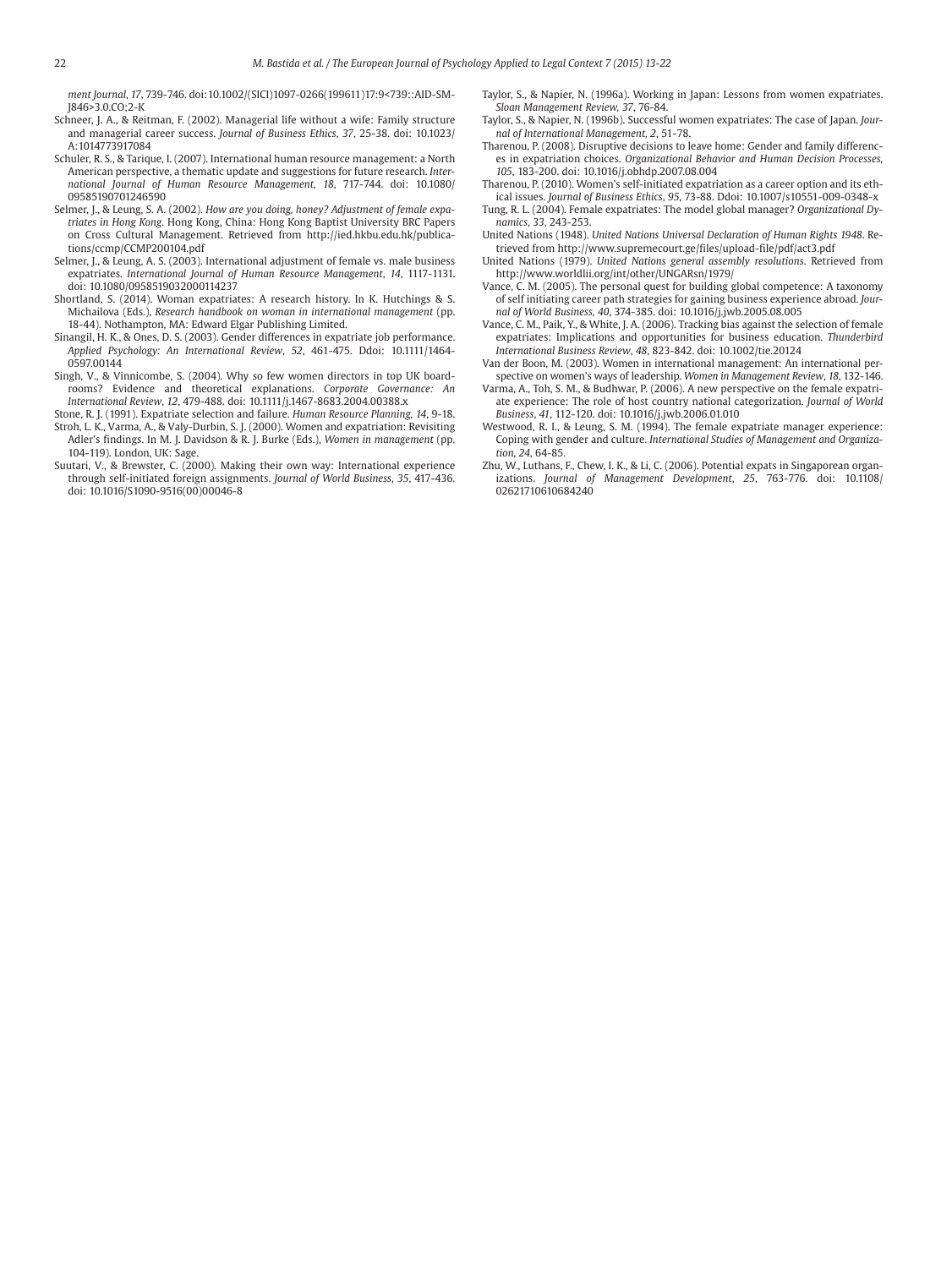*ment Journal*, *17*, 739-746. doi:10.1002/(SICI)1097-0266(199611)17:9<739::AID-SMJ846>3.0.CO;2-K

Schneer, J. A., & Reitman, F. (2002). Managerial life without a wife: Family structure and managerial career success. *Journal of Business Ethics*, *37*, 25-38. doi: 10.1023/A:1014773917084

Schuler, R. S., & Tarique, I. (2007). International human resource management: a North American perspective, a thematic update and suggestions for future research. *International Journal of Human Resource Management, 18*, 717-744. doi: 10.1080/09585190701246590

Selmer, J., & Leung, S. A. (2002). *How are you doing, honey? Adjustment of female expatriates in Hong Kong*. Hong Kong, China: Hong Kong Baptist University BRC Papers on Cross Cultural Management. Retrieved from http://ied.hkbu.edu.hk/publications/ccmp/CCMP200104.pdf

Selmer, J., & Leung, A. S. (2003). International adjustment of female vs. male business expatriates. *International Journal of Human Resource Management*, *14*, 1117-1131. doi: 10.1080/0958519032000114237

Shortland, S. (2014). Woman expatriates: A research history. In K. Hutchings & S. Michailova (Eds.), *Research handbook on woman in international management* (pp. 18-44). Nothampton, MA: Edward Elgar Publishing Limited.

Sinangil, H. K., & Ones, D. S. (2003). Gender differences in expatriate job performance. *Applied Psychology: An International Review*, *52*, 461-475. Ddoi: 10.1111/1464-0597.00144

Singh, V., & Vinnicombe, S. (2004). Why so few women directors in top UK boardrooms? Evidence and theoretical explanations. *Corporate Governance: An International Review*, *12*, 479-488. doi: 10.1111/j.1467-8683.2004.00388.x

Stone, R. J. (1991). Expatriate selection and failure. *Human Resource Planning, 14*, 9-18.

Stroh, L. K., Varma, A., & Valy-Durbin, S. J. (2000). Women and expatriation: Revisiting Adler's findings. In M. J. Davidson & R. J. Burke (Eds.), *Women in management* (pp. 104-119). London, UK: Sage.

Suutari, V., & Brewster, C. (2000). Making their own way: International experience through self-initiated foreign assignments. *Journal of World Business*, *35*, 417-436. doi: 10.1016/S1090-9516(00)00046-8

Taylor, S., & Napier, N. (1996a). Working in Japan: Lessons from women expatriates. *Sloan Management Review, 37*, 76-84.

Taylor, S., & Napier, N. (1996b). Successful women expatriates: The case of Japan. *Journal of International Management, 2*, 51-78.

Tharenou, P. (2008). Disruptive decisions to leave home: Gender and family differences in expatriation choices. *Organizational Behavior and Human Decision Processes, 105*, 183-200. doi: 10.1016/j.obhdp.2007.08.004

Tharenou, P. (2010). Women's self-initiated expatriation as a career option and its ethical issues. *Journal of Business Ethics*, *95*, 73-88. Ddoi: 10.1007/s10551-009-0348-x

Tung, R. L. (2004). Female expatriates: The model global manager? *Organizational Dynamics*, *33*, 243-253.

United Nations (1948). *United Nations Universal Declaration of Human Rights 1948*. Retrieved from http://www.supremecourt.ge/files/upload-file/pdf/act3.pdf

United Nations (1979). *United Nations general assembly resolutions*. Retrieved from http://www.worldlii.org/int/other/UNGARsn/1979/

Vance, C. M. (2005). The personal quest for building global competence: A taxonomy of self initiating career path strategies for gaining business experience abroad. *Journal of World Business*, *40*, 374-385. doi: 10.1016/j.jwb.2005.08.005

Vance, C. M., Paik, Y., & White, J. A. (2006). Tracking bias against the selection of female expatriates: Implications and opportunities for business education. *Thunderbird International Business Review*, *48*, 823-842. doi: 10.1002/tie.20124

Van der Boon, M. (2003). Women in international management: An international perspective on women's ways of leadership. *Women in Management Review*, *18*, 132-146.

Varma, A., Toh, S. M., & Budhwar, P. (2006). A new perspective on the female expatriate experience: The role of host country national categorization. *Journal of World Business*, *41*, 112-120. doi: 10.1016/j.jwb.2006.01.010

Westwood, R. I., & Leung, S. M. (1994). The female expatriate manager experience: Coping with gender and culture. *International Studies of Management and Organization, 24*, 64-85.

Zhu, W., Luthans, F., Chew, I. K., & Li, C. (2006). Potential expats in Singaporean organizations. *Journal of Management Development*, *25*, 763-776. doi: 10.1108/02621710610684240